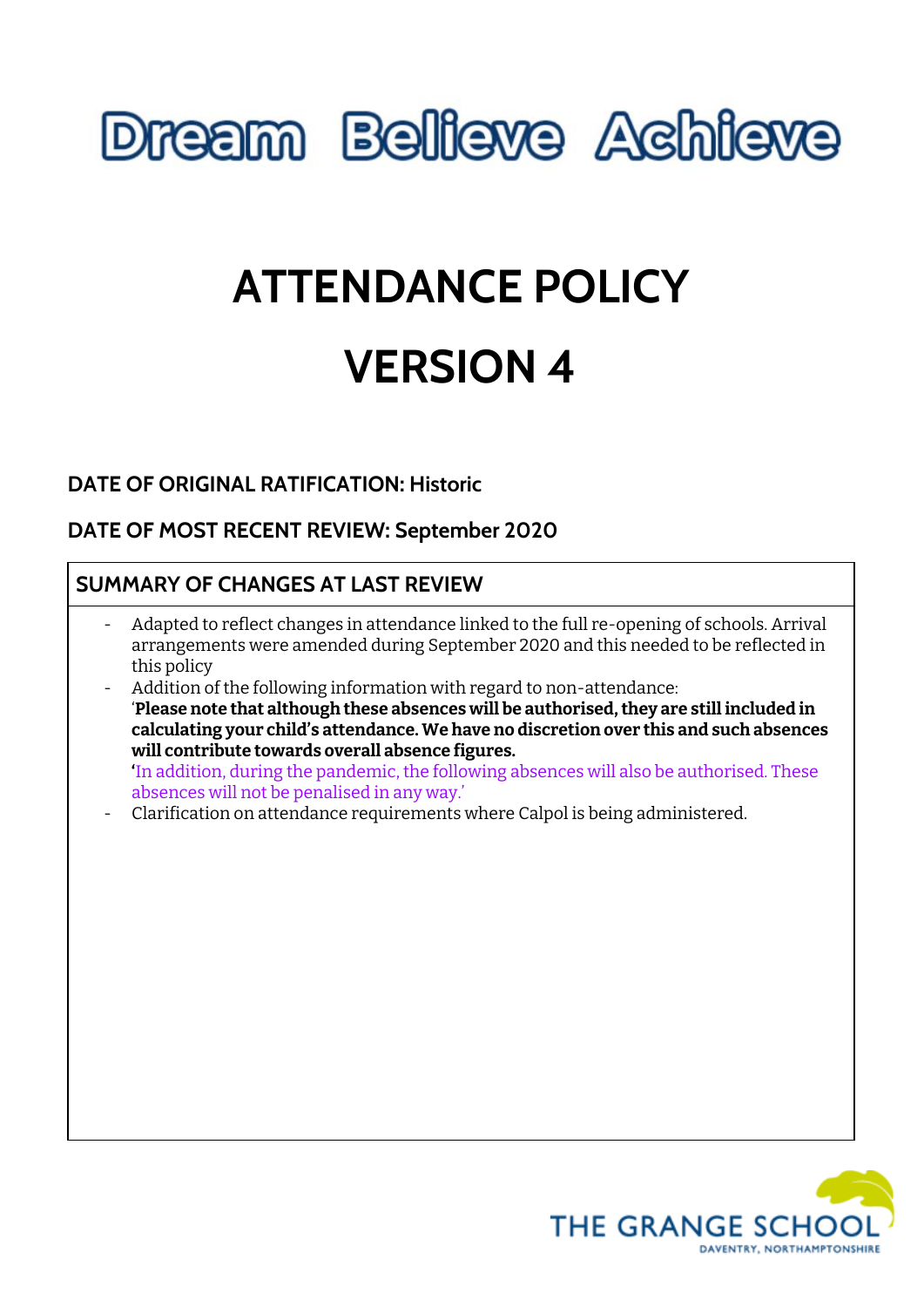Dream Believe Achieve

# ATTENDANCE POLICY

# VERSION 4

**DATE OF ORIGINAL RATIFICATION: Historic**

**DATE OF MOST RECENT REVIEW: September 2020**

## SUMMARY OF CHANGES AT LAST REVIEW

- Adapted to reflect changes in attendance linked to the full re-opening of schools. Arrival arrangements were amended during September 2020 and this needed to be reflected in this policy
- Addition of the following information with regard to non-attendance:
  '**Please note that although these absences will be authorised, they are still included in calculating your child's attendance. We have no discretion over this and such absences will contribute towards overall absence figures.**
  **'**In addition, during the pandemic, the following absences will also be authorised. These absences will not be penalised in any way.'
- Clarification on attendance requirements where Calpol is being administered.

THE GRANGE SCHOOL
DAVENTRY, NORTHAMPTONSHIRE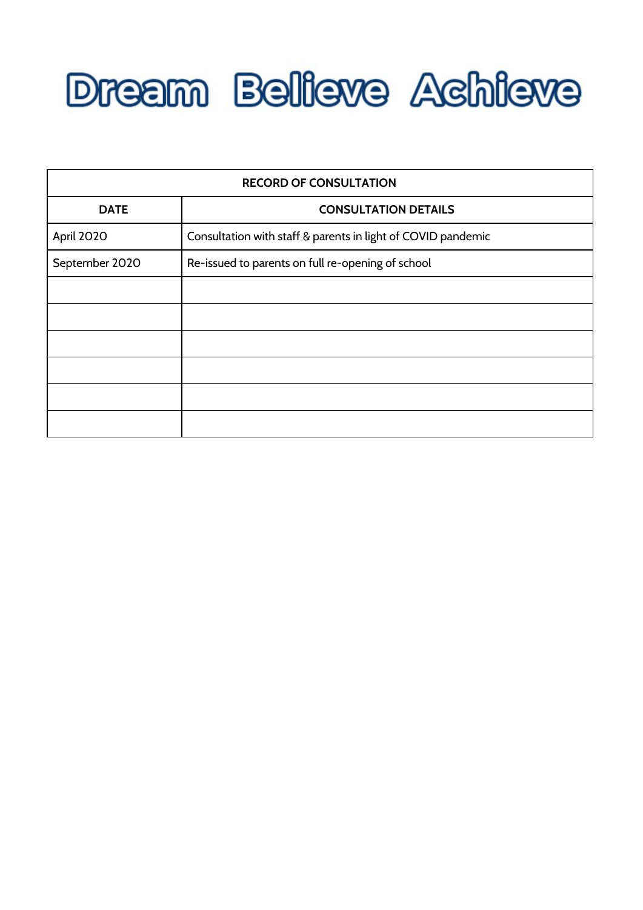# Dream Believe Achieve

| RECORD OF CONSULTATION | |
|---|---|
| **DATE** | **CONSULTATION DETAILS** |
| April 2020 | Consultation with staff & parents in light of COVID pandemic |
| September 2020 | Re-issued to parents on full re-opening of school |
| | |
| | |
| | |
| | |
| | |
| | |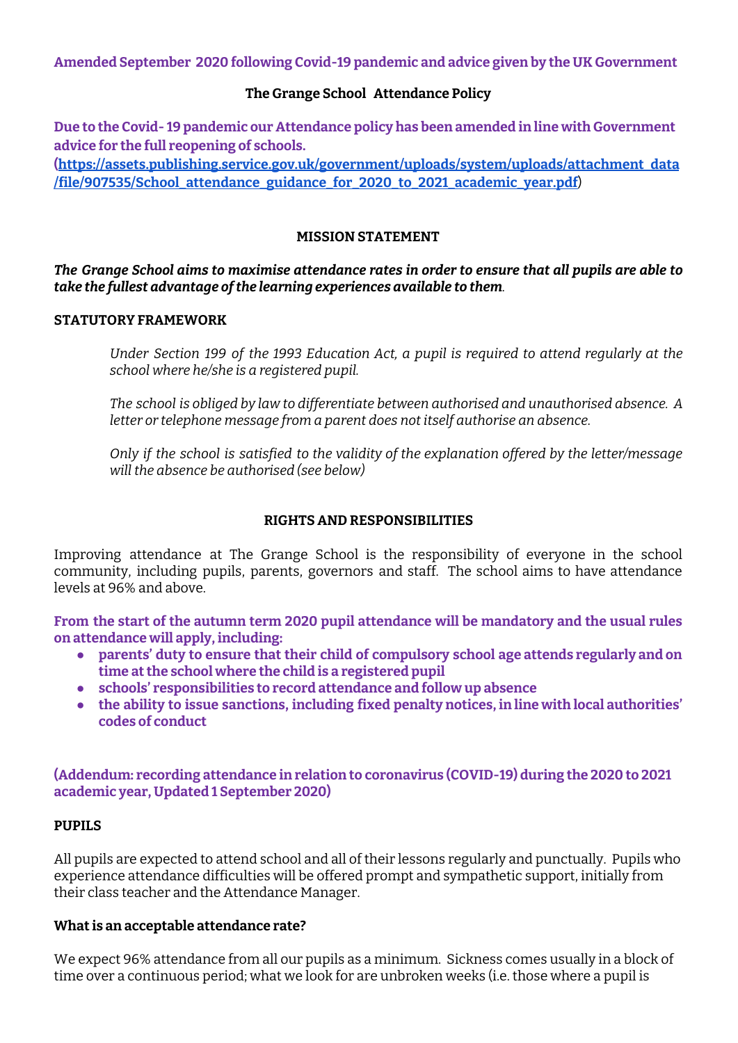**Amended September 2020 following Covid-19 pandemic and advice given by the UK Government**

**The Grange School Attendance Policy**

**Due to the Covid- 19 pandemic our Attendance policy has been amended in line with Government advice for the full reopening of schools.**
(**https://assets.publishing.service.gov.uk/government/uploads/system/uploads/attachment_data/file/907535/School_attendance_guidance_for_2020_to_2021_academic_year.pdf**)

## MISSION STATEMENT

***The Grange School aims to maximise attendance rates in order to ensure that all pupils are able to take the fullest advantage of the learning experiences available to them.***

## STATUTORY FRAMEWORK

*Under Section 199 of the 1993 Education Act, a pupil is required to attend regularly at the school where he/she is a registered pupil.*

*The school is obliged by law to differentiate between authorised and unauthorised absence. A letter or telephone message from a parent does not itself authorise an absence.*

*Only if the school is satisfied to the validity of the explanation offered by the letter/message will the absence be authorised (see below)*

## RIGHTS AND RESPONSIBILITIES

Improving attendance at The Grange School is the responsibility of everyone in the school community, including pupils, parents, governors and staff. The school aims to have attendance levels at 96% and above.

**From the start of the autumn term 2020 pupil attendance will be mandatory and the usual rules on attendance will apply, including:**

- **parents' duty to ensure that their child of compulsory school age attends regularly and on time at the school where the child is a registered pupil**
- **schools' responsibilities to record attendance and follow up absence**
- **the ability to issue sanctions, including fixed penalty notices, in line with local authorities' codes of conduct**

**(Addendum: recording attendance in relation to coronavirus (COVID-19) during the 2020 to 2021 academic year, Updated 1 September 2020)**

## PUPILS

All pupils are expected to attend school and all of their lessons regularly and punctually. Pupils who experience attendance difficulties will be offered prompt and sympathetic support, initially from their class teacher and the Attendance Manager.

### What is an acceptable attendance rate?

We expect 96% attendance from all our pupils as a minimum. Sickness comes usually in a block of time over a continuous period; what we look for are unbroken weeks (i.e. those where a pupil is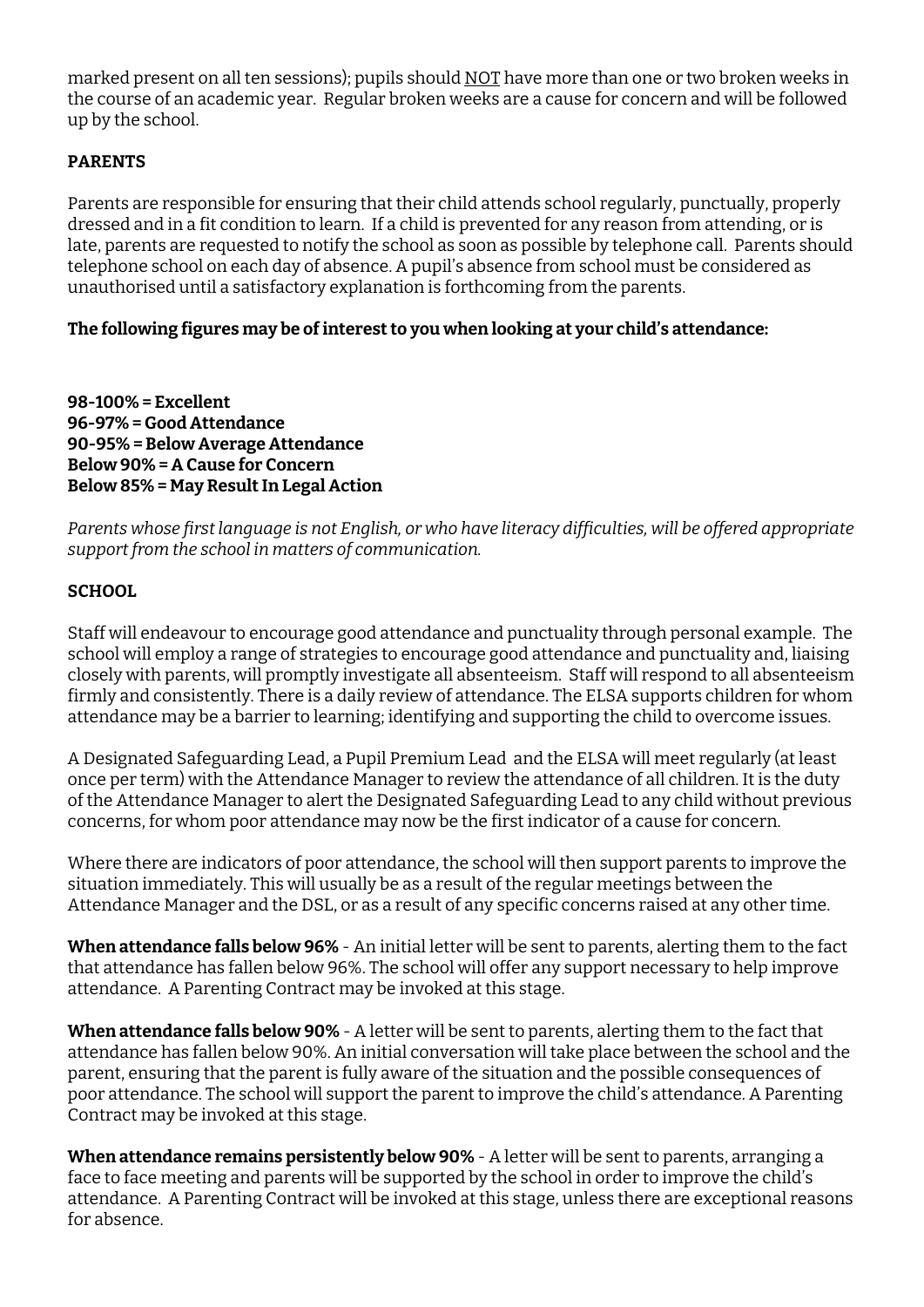marked present on all ten sessions); pupils should NOT have more than one or two broken weeks in the course of an academic year. Regular broken weeks are a cause for concern and will be followed up by the school.

**PARENTS**

Parents are responsible for ensuring that their child attends school regularly, punctually, properly dressed and in a fit condition to learn. If a child is prevented for any reason from attending, or is late, parents are requested to notify the school as soon as possible by telephone call. Parents should telephone school on each day of absence. A pupil's absence from school must be considered as unauthorised until a satisfactory explanation is forthcoming from the parents.

**The following figures may be of interest to you when looking at your child's attendance:**

**98-100% = Excellent**
**96-97% = Good Attendance**
**90-95% = Below Average Attendance**
**Below 90% = A Cause for Concern**
**Below 85% = May Result In Legal Action**

*Parents whose first language is not English, or who have literacy difficulties, will be offered appropriate support from the school in matters of communication.*

**SCHOOL**

Staff will endeavour to encourage good attendance and punctuality through personal example. The school will employ a range of strategies to encourage good attendance and punctuality and, liaising closely with parents, will promptly investigate all absenteeism. Staff will respond to all absenteeism firmly and consistently. There is a daily review of attendance. The ELSA supports children for whom attendance may be a barrier to learning; identifying and supporting the child to overcome issues.

A Designated Safeguarding Lead, a Pupil Premium Lead and the ELSA will meet regularly (at least once per term) with the Attendance Manager to review the attendance of all children. It is the duty of the Attendance Manager to alert the Designated Safeguarding Lead to any child without previous concerns, for whom poor attendance may now be the first indicator of a cause for concern.

Where there are indicators of poor attendance, the school will then support parents to improve the situation immediately. This will usually be as a result of the regular meetings between the Attendance Manager and the DSL, or as a result of any specific concerns raised at any other time.

**When attendance falls below 96%** - An initial letter will be sent to parents, alerting them to the fact that attendance has fallen below 96%. The school will offer any support necessary to help improve attendance. A Parenting Contract may be invoked at this stage.

**When attendance falls below 90%** - A letter will be sent to parents, alerting them to the fact that attendance has fallen below 90%. An initial conversation will take place between the school and the parent, ensuring that the parent is fully aware of the situation and the possible consequences of poor attendance. The school will support the parent to improve the child's attendance. A Parenting Contract may be invoked at this stage.

**When attendance remains persistently below 90%** - A letter will be sent to parents, arranging a face to face meeting and parents will be supported by the school in order to improve the child's attendance. A Parenting Contract will be invoked at this stage, unless there are exceptional reasons for absence.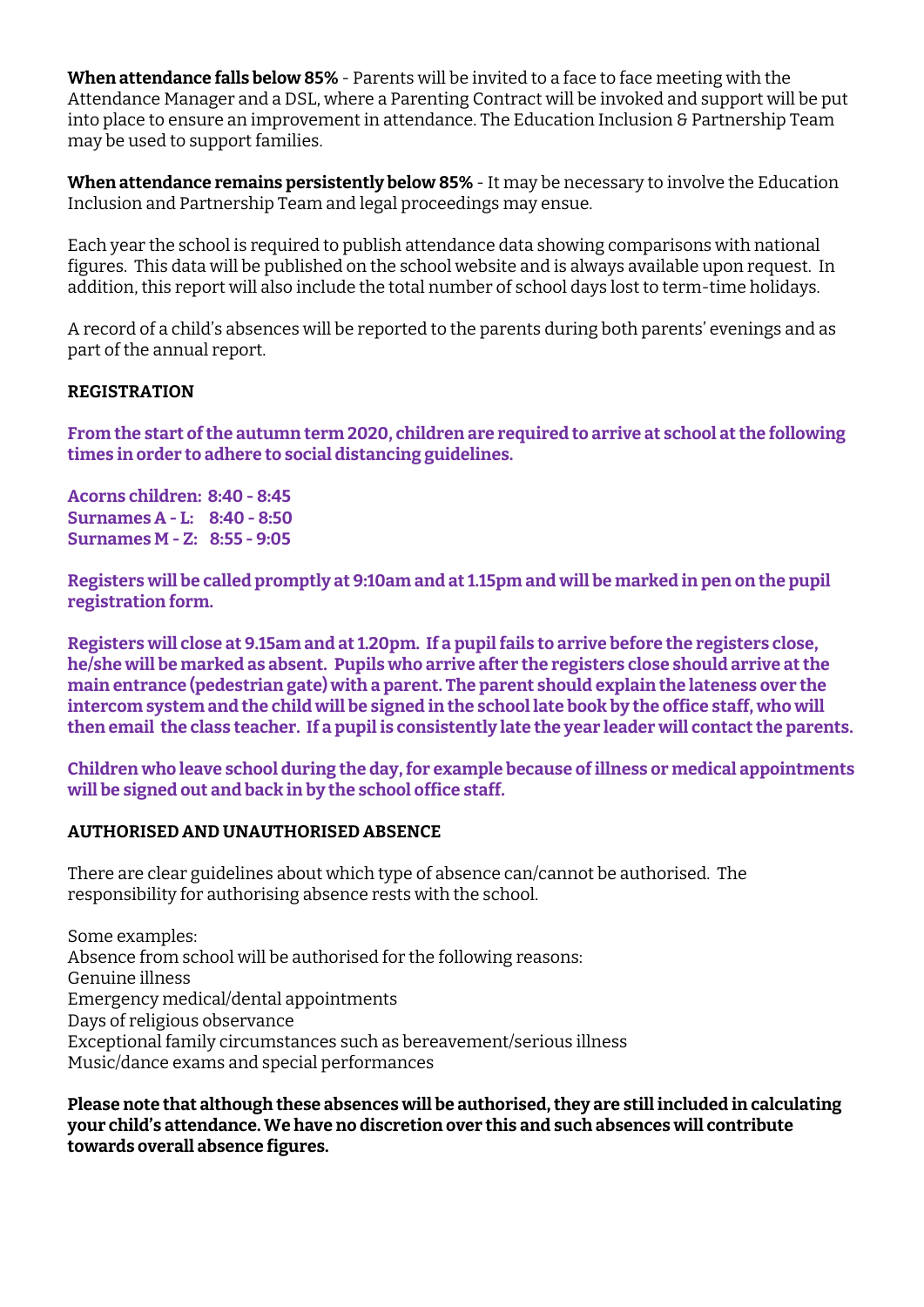**When attendance falls below 85%** - Parents will be invited to a face to face meeting with the Attendance Manager and a DSL, where a Parenting Contract will be invoked and support will be put into place to ensure an improvement in attendance. The Education Inclusion & Partnership Team may be used to support families.

**When attendance remains persistently below 85%** - It may be necessary to involve the Education Inclusion and Partnership Team and legal proceedings may ensue.

Each year the school is required to publish attendance data showing comparisons with national figures. This data will be published on the school website and is always available upon request. In addition, this report will also include the total number of school days lost to term-time holidays.

A record of a child's absences will be reported to the parents during both parents' evenings and as part of the annual report.

## REGISTRATION

**From the start of the autumn term 2020, children are required to arrive at school at the following times in order to adhere to social distancing guidelines.**

**Acorns children: 8:40 - 8:45**
**Surnames A - L: 8:40 - 8:50**
**Surnames M - Z: 8:55 - 9:05**

**Registers will be called promptly at 9:10am and at 1.15pm and will be marked in pen on the pupil registration form.**

**Registers will close at 9.15am and at 1.20pm. If a pupil fails to arrive before the registers close, he/she will be marked as absent. Pupils who arrive after the registers close should arrive at the main entrance (pedestrian gate) with a parent. The parent should explain the lateness over the intercom system and the child will be signed in the school late book by the office staff, who will then email the class teacher. If a pupil is consistently late the year leader will contact the parents.**

**Children who leave school during the day, for example because of illness or medical appointments will be signed out and back in by the school office staff.**

## AUTHORISED AND UNAUTHORISED ABSENCE

There are clear guidelines about which type of absence can/cannot be authorised. The responsibility for authorising absence rests with the school.

Some examples:
Absence from school will be authorised for the following reasons:
Genuine illness
Emergency medical/dental appointments
Days of religious observance
Exceptional family circumstances such as bereavement/serious illness
Music/dance exams and special performances

**Please note that although these absences will be authorised, they are still included in calculating your child's attendance. We have no discretion over this and such absences will contribute towards overall absence figures.**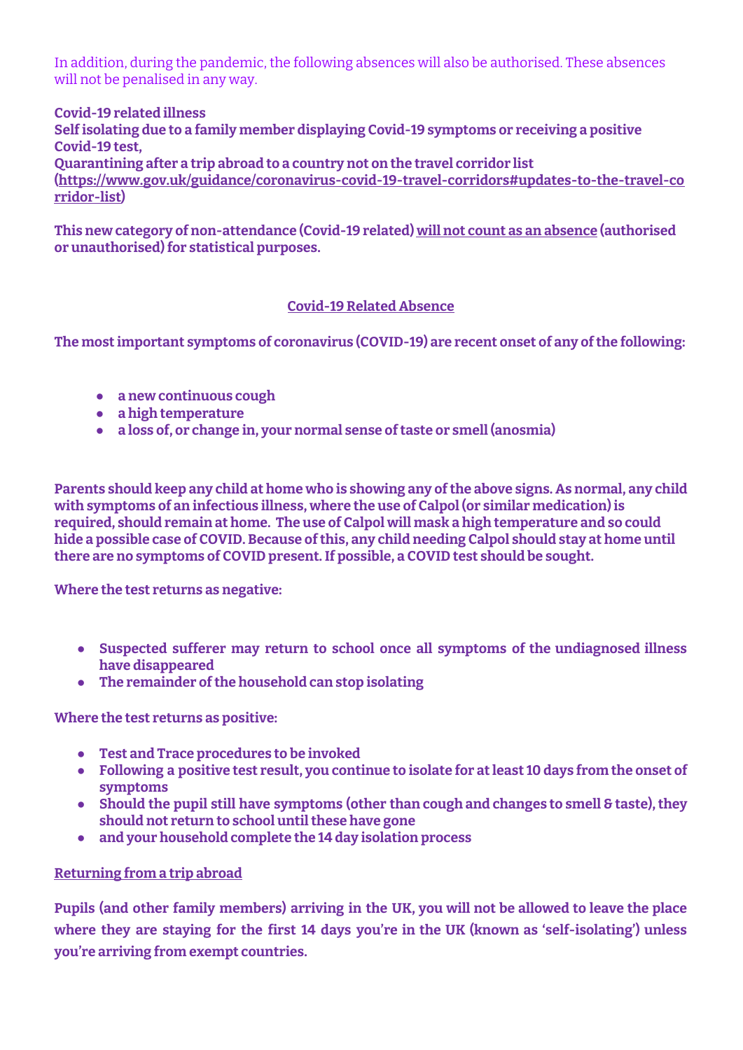In addition, during the pandemic, the following absences will also be authorised. These absences will not be penalised in any way.

**Covid-19 related illness**
**Self isolating due to a family member displaying Covid-19 symptoms or receiving a positive Covid-19 test,**
**Quarantining after a trip abroad to a country not on the travel corridor list (https://www.gov.uk/guidance/coronavirus-covid-19-travel-corridors#updates-to-the-travel-corridor-list)**

**This new category of non-attendance (Covid-19 related) will not count as an absence (authorised or unauthorised) for statistical purposes.**

## Covid-19 Related Absence

**The most important symptoms of coronavirus (COVID-19) are recent onset of any of the following:**

- **a new continuous cough**
- **a high temperature**
- **a loss of, or change in, your normal sense of taste or smell (anosmia)**

**Parents should keep any child at home who is showing any of the above signs. As normal, any child with symptoms of an infectious illness, where the use of Calpol (or similar medication) is required, should remain at home. The use of Calpol will mask a high temperature and so could hide a possible case of COVID. Because of this, any child needing Calpol should stay at home until there are no symptoms of COVID present. If possible, a COVID test should be sought.**

**Where the test returns as negative:**

- **Suspected sufferer may return to school once all symptoms of the undiagnosed illness have disappeared**
- **The remainder of the household can stop isolating**

**Where the test returns as positive:**

- **Test and Trace procedures to be invoked**
- **Following a positive test result, you continue to isolate for at least 10 days from the onset of symptoms**
- **Should the pupil still have symptoms (other than cough and changes to smell & taste), they should not return to school until these have gone**
- **and your household complete the 14 day isolation process**

**Returning from a trip abroad**

**Pupils (and other family members) arriving in the UK, you will not be allowed to leave the place where they are staying for the first 14 days you're in the UK (known as 'self-isolating') unless you're arriving from exempt countries.**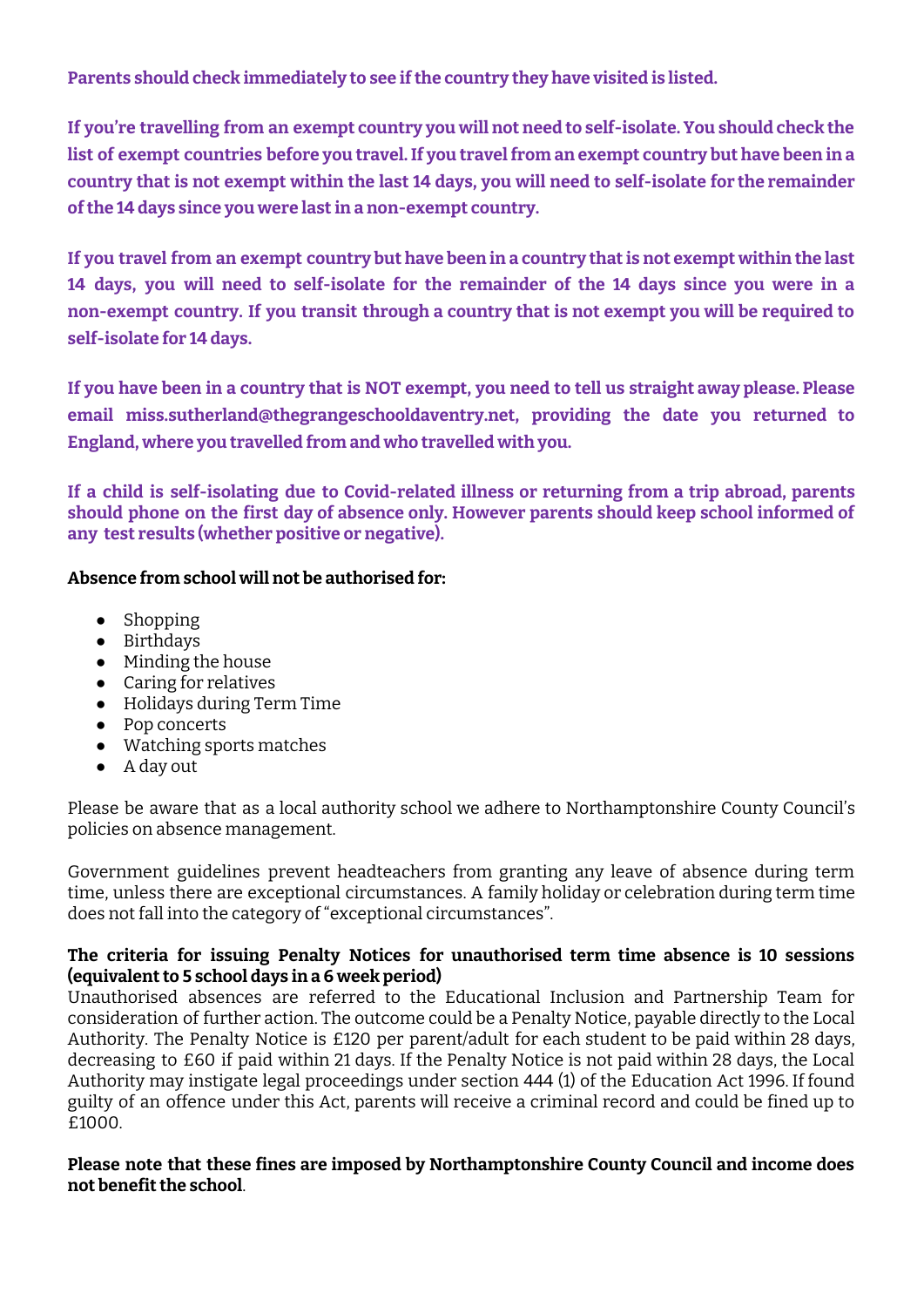**Parents should check immediately to see if the country they have visited is listed.**

**If you're travelling from an exempt country you will not need to self-isolate. You should check the list of exempt countries before you travel. If you travel from an exempt country but have been in a country that is not exempt within the last 14 days, you will need to self-isolate for the remainder of the 14 days since you were last in a non-exempt country.**

**If you travel from an exempt country but have been in a country that is not exempt within the last 14 days, you will need to self-isolate for the remainder of the 14 days since you were in a non-exempt country. If you transit through a country that is not exempt you will be required to self-isolate for 14 days.**

**If you have been in a country that is NOT exempt, you need to tell us straight away please. Please email miss.sutherland@thegrangeschooldaventry.net, providing the date you returned to England, where you travelled from and who travelled with you.**

**If a child is self-isolating due to Covid-related illness or returning from a trip abroad, parents should phone on the first day of absence only. However parents should keep school informed of any test results (whether positive or negative).**

**Absence from school will not be authorised for:**

- Shopping
- Birthdays
- Minding the house
- Caring for relatives
- Holidays during Term Time
- Pop concerts
- Watching sports matches
- A day out

Please be aware that as a local authority school we adhere to Northamptonshire County Council's policies on absence management.

Government guidelines prevent headteachers from granting any leave of absence during term time, unless there are exceptional circumstances. A family holiday or celebration during term time does not fall into the category of "exceptional circumstances".

**The criteria for issuing Penalty Notices for unauthorised term time absence is 10 sessions (equivalent to 5 school days in a 6 week period)**
Unauthorised absences are referred to the Educational Inclusion and Partnership Team for consideration of further action. The outcome could be a Penalty Notice, payable directly to the Local Authority. The Penalty Notice is £120 per parent/adult for each student to be paid within 28 days, decreasing to £60 if paid within 21 days. If the Penalty Notice is not paid within 28 days, the Local Authority may instigate legal proceedings under section 444 (1) of the Education Act 1996. If found guilty of an offence under this Act, parents will receive a criminal record and could be fined up to £1000.

**Please note that these fines are imposed by Northamptonshire County Council and income does not benefit the school**.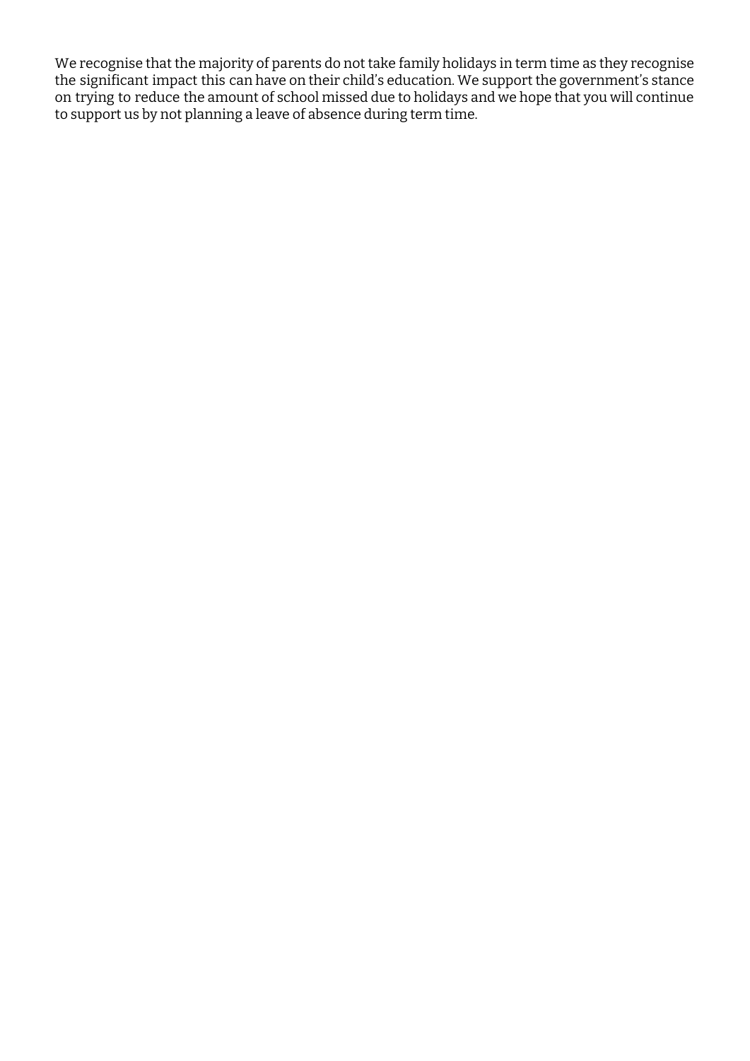We recognise that the majority of parents do not take family holidays in term time as they recognise the significant impact this can have on their child's education. We support the government's stance on trying to reduce the amount of school missed due to holidays and we hope that you will continue to support us by not planning a leave of absence during term time.